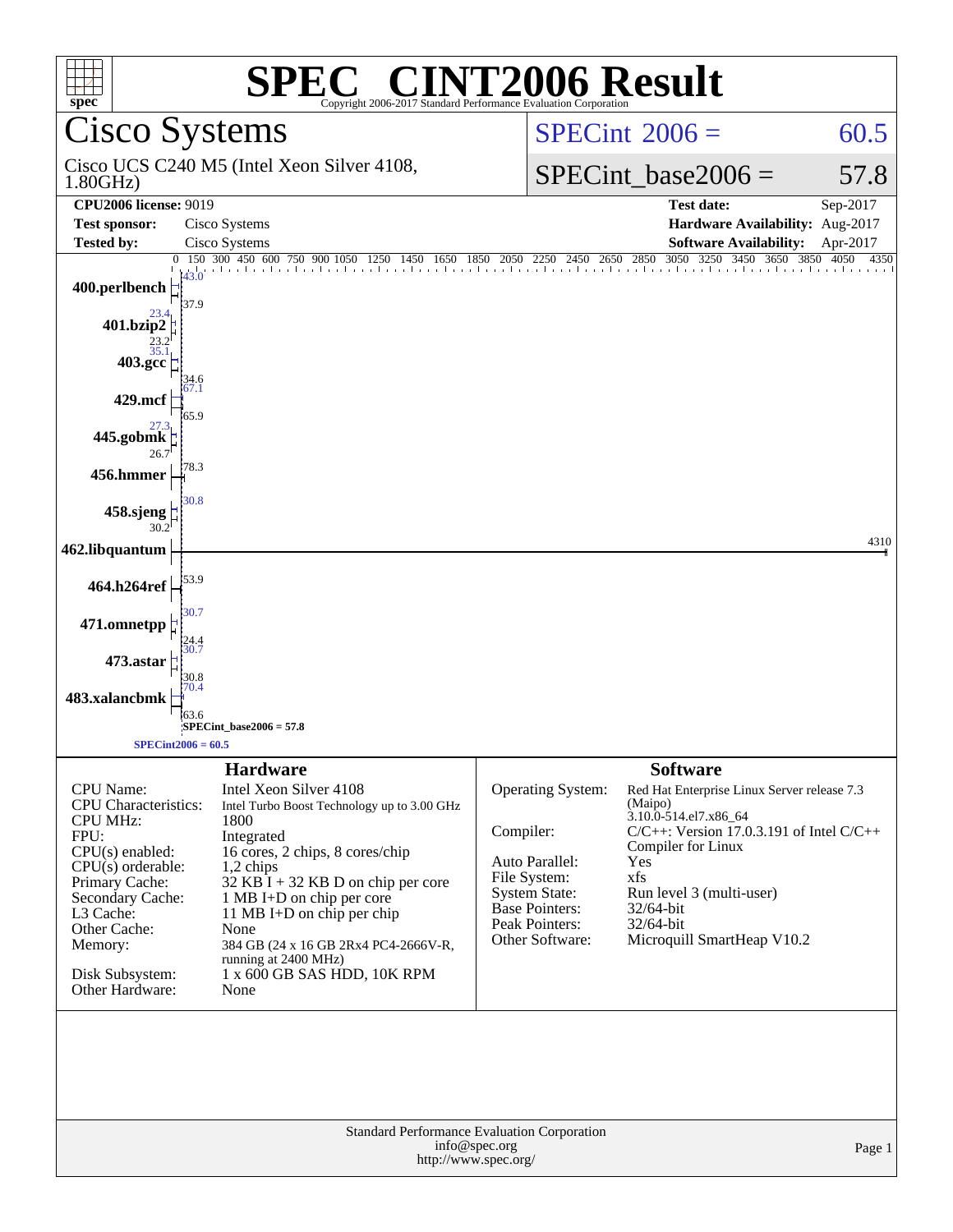# SPEC® CINT2006 Result

Copyright 2006-2017 Standard Performance Evaluation Corporation

## Cisco Systems

Cisco UCS C240 M5 (Intel Xeon Silver 4108, 1.80GHz)

**SPECint 2006 = 60.5**

**SPECint_base2006 = 57.8**

| | | | |
|---|---|---|---|
| **CPU2006 license:** 9019 | | **Test date:** | Sep-2017 |
| **Test sponsor:** | Cisco Systems | **Hardware Availability:** | Aug-2017 |
| **Tested by:** | Cisco Systems | **Software Availability:** | Apr-2017 |

| Benchmark | Peak | Base |
|---|---|---|
| 400.perlbench | 43.0 | 37.9 |
| 401.bzip2 | 23.4 | 23.2 |
| 403.gcc | 35.1 | 34.6 |
| 429.mcf | 67.1 | 65.9 |
| 445.gobmk | 27.3 | 26.7 |
| 456.hmmer | | 78.3 |
| 458.sjeng | 30.8 | 30.2 |
| 462.libquantum | | 4310 |
| 464.h264ref | | 53.9 |
| 471.omnetpp | 30.7 | 24.4 |
| 473.astar | 30.7 | 30.8 |
| 483.xalancbmk | 70.4 | 63.6 |

SPECint_base2006 = 57.8

SPECint2006 = 60.5

## Hardware

| | |
|---|---|
| CPU Name: | Intel Xeon Silver 4108 |
| CPU Characteristics: | Intel Turbo Boost Technology up to 3.00 GHz |
| CPU MHz: | 1800 |
| FPU: | Integrated |
| CPU(s) enabled: | 16 cores, 2 chips, 8 cores/chip |
| CPU(s) orderable: | 1,2 chips |
| Primary Cache: | 32 KB I + 32 KB D on chip per core |
| Secondary Cache: | 1 MB I+D on chip per core |
| L3 Cache: | 11 MB I+D on chip per chip |
| Other Cache: | None |
| Memory: | 384 GB (24 x 16 GB 2Rx4 PC4-2666V-R, running at 2400 MHz) |
| Disk Subsystem: | 1 x 600 GB SAS HDD, 10K RPM |
| Other Hardware: | None |

## Software

| | |
|---|---|
| Operating System: | Red Hat Enterprise Linux Server release 7.3 (Maipo) 3.10.0-514.el7.x86_64 |
| Compiler: | C/C++: Version 17.0.3.191 of Intel C/C++ Compiler for Linux |
| Auto Parallel: | Yes |
| File System: | xfs |
| System State: | Run level 3 (multi-user) |
| Base Pointers: | 32/64-bit |
| Peak Pointers: | 32/64-bit |
| Other Software: | Microquill SmartHeap V10.2 |

Standard Performance Evaluation Corporation
info@spec.org
http://www.spec.org/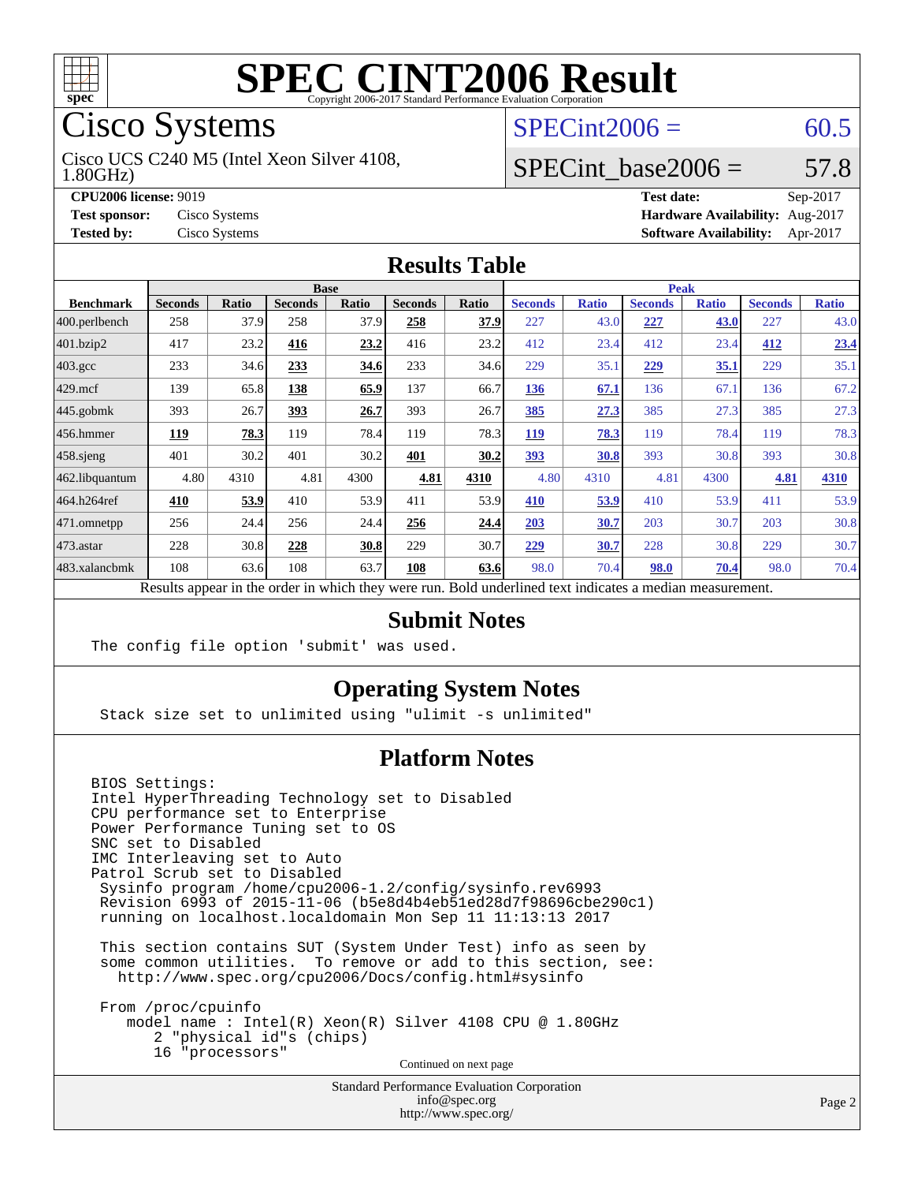# SPEC CINT2006 Result

Copyright 2006-2017 Standard Performance Evaluation Corporation

## Cisco Systems

Cisco UCS C240 M5 (Intel Xeon Silver 4108, 1.80GHz)

SPECint2006 = 60.5

SPECint_base2006 = 57.8

**CPU2006 license:** 9019
**Test sponsor:** Cisco Systems
**Tested by:** Cisco Systems

**Test date:** Sep-2017
**Hardware Availability:** Aug-2017
**Software Availability:** Apr-2017

## Results Table

| Benchmark | Base | | | | | | Peak | | | | | |
|---|---|---|---|---|---|---|---|---|---|---|---|---|
| | Seconds | Ratio | Seconds | Ratio | Seconds | Ratio | Seconds | Ratio | Seconds | Ratio | Seconds | Ratio |
| 400.perlbench | 258 | 37.9 | 258 | 37.9 | **258** | **37.9** | 227 | 43.0 | **227** | **43.0** | 227 | 43.0 |
| 401.bzip2 | 417 | 23.2 | **416** | **23.2** | 416 | 23.2 | 412 | 23.4 | 412 | 23.4 | **412** | **23.4** |
| 403.gcc | 233 | 34.6 | **233** | **34.6** | 233 | 34.6 | 229 | 35.1 | **229** | **35.1** | 229 | 35.1 |
| 429.mcf | 139 | 65.8 | **138** | **65.9** | 137 | 66.7 | **136** | **67.1** | 136 | 67.1 | 136 | 67.2 |
| 445.gobmk | 393 | 26.7 | **393** | **26.7** | 393 | 26.7 | **385** | **27.3** | 385 | 27.3 | 385 | 27.3 |
| 456.hmmer | **119** | **78.3** | 119 | 78.4 | 119 | 78.3 | **119** | **78.3** | 119 | 78.4 | 119 | 78.3 |
| 458.sjeng | 401 | 30.2 | 401 | 30.2 | **401** | **30.2** | **393** | **30.8** | 393 | 30.8 | 393 | 30.8 |
| 462.libquantum | 4.80 | 4310 | 4.81 | 4300 | **4.81** | **4310** | 4.80 | 4310 | 4.81 | 4300 | **4.81** | **4310** |
| 464.h264ref | **410** | **53.9** | 410 | 53.9 | 411 | 53.9 | **410** | **53.9** | 410 | 53.9 | 411 | 53.9 |
| 471.omnetpp | 256 | 24.4 | 256 | 24.4 | **256** | **24.4** | **203** | **30.7** | 203 | 30.7 | 203 | 30.8 |
| 473.astar | 228 | 30.8 | **228** | **30.8** | 229 | 30.7 | **229** | **30.7** | 228 | 30.8 | 229 | 30.7 |
| 483.xalancbmk | 108 | 63.6 | 108 | 63.7 | **108** | **63.6** | 98.0 | 70.4 | **98.0** | **70.4** | 98.0 | 70.4 |

Results appear in the order in which they were run. Bold underlined text indicates a median measurement.

## Submit Notes

```
The config file option 'submit' was used.
```

## Operating System Notes

```
Stack size set to unlimited using "ulimit -s unlimited"
```

## Platform Notes

```
BIOS Settings:
Intel HyperThreading Technology set to Disabled
CPU performance set to Enterprise
Power Performance Tuning set to OS
SNC set to Disabled
IMC Interleaving set to Auto
Patrol Scrub set to Disabled
 Sysinfo program /home/cpu2006-1.2/config/sysinfo.rev6993
 Revision 6993 of 2015-11-06 (b5e8d4b4eb51ed28d7f98696cbe290c1)
 running on localhost.localdomain Mon Sep 11 11:13:13 2017

 This section contains SUT (System Under Test) info as seen by
 some common utilities.  To remove or add to this section, see:
   http://www.spec.org/cpu2006/Docs/config.html#sysinfo

 From /proc/cpuinfo
    model name : Intel(R) Xeon(R) Silver 4108 CPU @ 1.80GHz
       2 "physical id"s (chips)
       16 "processors"
```

Continued on next page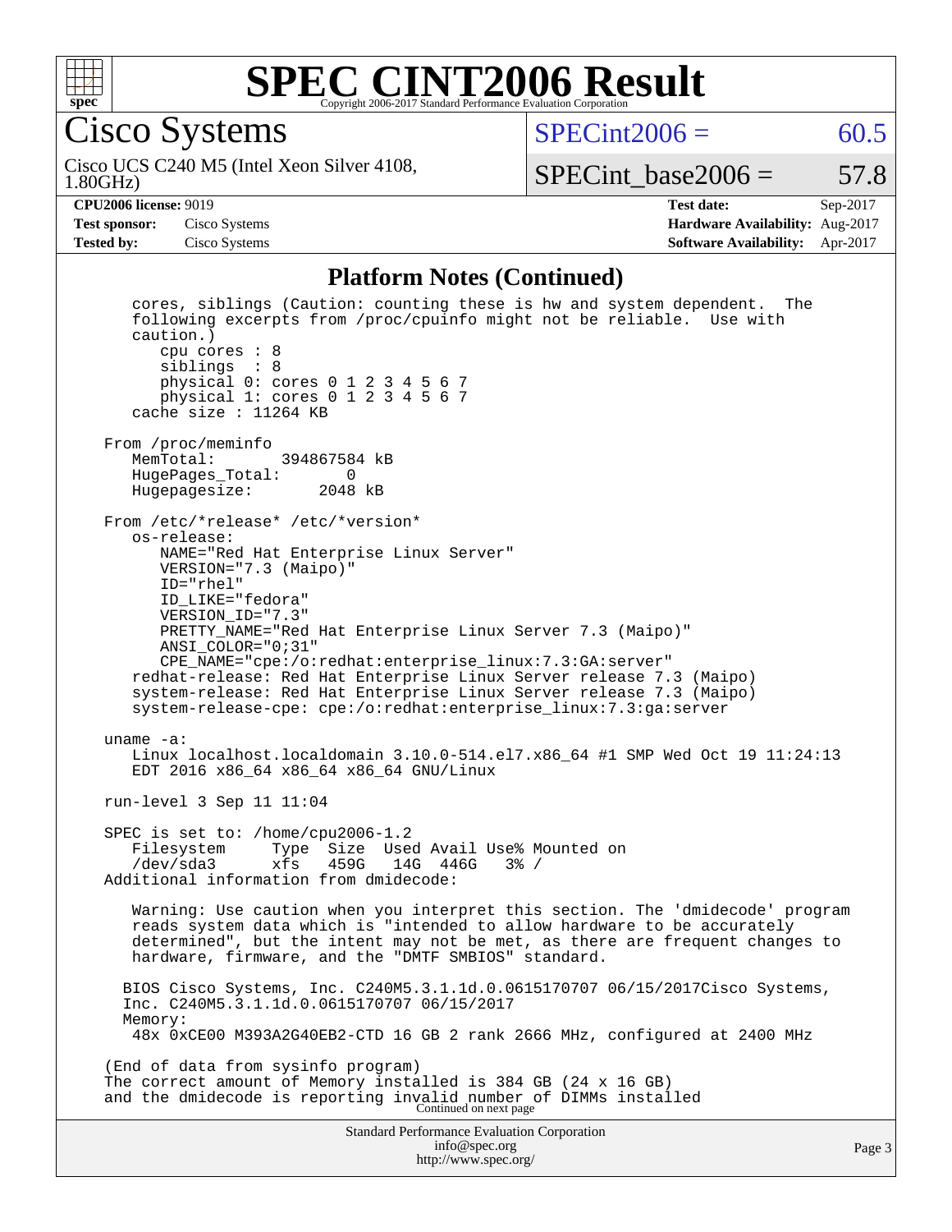## Platform Notes (Continued)

```
   cores, siblings (Caution: counting these is hw and system dependent.  The
   following excerpts from /proc/cpuinfo might not be reliable.  Use with
   caution.)
      cpu cores : 8
      siblings  : 8
      physical 0: cores 0 1 2 3 4 5 6 7
      physical 1: cores 0 1 2 3 4 5 6 7
   cache size : 11264 KB

From /proc/meminfo
   MemTotal:       394867584 kB
   HugePages_Total:       0
   Hugepagesize:       2048 kB

From /etc/*release* /etc/*version*
   os-release:
      NAME="Red Hat Enterprise Linux Server"
      VERSION="7.3 (Maipo)"
      ID="rhel"
      ID_LIKE="fedora"
      VERSION_ID="7.3"
      PRETTY_NAME="Red Hat Enterprise Linux Server 7.3 (Maipo)"
      ANSI_COLOR="0;31"
      CPE_NAME="cpe:/o:redhat:enterprise_linux:7.3:GA:server"
   redhat-release: Red Hat Enterprise Linux Server release 7.3 (Maipo)
   system-release: Red Hat Enterprise Linux Server release 7.3 (Maipo)
   system-release-cpe: cpe:/o:redhat:enterprise_linux:7.3:ga:server

uname -a:
   Linux localhost.localdomain 3.10.0-514.el7.x86_64 #1 SMP Wed Oct 19 11:24:13
   EDT 2016 x86_64 x86_64 x86_64 GNU/Linux

run-level 3 Sep 11 11:04

SPEC is set to: /home/cpu2006-1.2
   Filesystem     Type  Size  Used Avail Use% Mounted on
   /dev/sda3      xfs   459G   14G  446G   3% /
Additional information from dmidecode:

   Warning: Use caution when you interpret this section. The 'dmidecode' program
   reads system data which is "intended to allow hardware to be accurately
   determined", but the intent may not be met, as there are frequent changes to
   hardware, firmware, and the "DMTF SMBIOS" standard.

  BIOS Cisco Systems, Inc. C240M5.3.1.1d.0.0615170707 06/15/2017Cisco Systems,
  Inc. C240M5.3.1.1d.0.0615170707 06/15/2017
  Memory:
   48x 0xCE00 M393A2G40EB2-CTD 16 GB 2 rank 2666 MHz, configured at 2400 MHz

(End of data from sysinfo program)
The correct amount of Memory installed is 384 GB (24 x 16 GB)
and the dmidecode is reporting invalid number of DIMMs installed
```

Continued on next page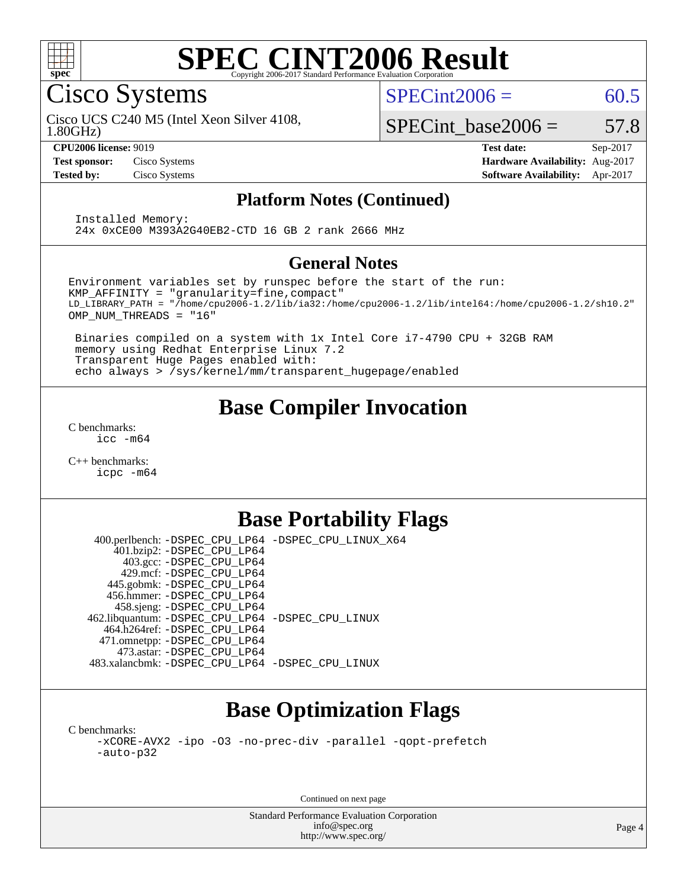# SPEC CINT2006 Result

Copyright 2006-2017 Standard Performance Evaluation Corporation

## Cisco Systems

Cisco UCS C240 M5 (Intel Xeon Silver 4108, 1.80GHz)

SPECint2006 = 60.5

SPECint_base2006 = 57.8

**CPU2006 license:** 9019
**Test sponsor:** Cisco Systems
**Tested by:** Cisco Systems

**Test date:** Sep-2017
**Hardware Availability:** Aug-2017
**Software Availability:** Apr-2017

### Platform Notes (Continued)

```
Installed Memory:
24x 0xCE00 M393A2G40EB2-CTD 16 GB 2 rank 2666 MHz
```

### General Notes

```
Environment variables set by runspec before the start of the run:
KMP_AFFINITY = "granularity=fine,compact"
LD_LIBRARY_PATH = "/home/cpu2006-1.2/lib/ia32:/home/cpu2006-1.2/lib/intel64:/home/cpu2006-1.2/sh10.2"
OMP_NUM_THREADS = "16"

 Binaries compiled on a system with 1x Intel Core i7-4790 CPU + 32GB RAM
 memory using Redhat Enterprise Linux 7.2
 Transparent Huge Pages enabled with:
 echo always > /sys/kernel/mm/transparent_hugepage/enabled
```

## Base Compiler Invocation

C benchmarks:
    icc -m64

C++ benchmarks:
    icpc -m64

## Base Portability Flags

| Benchmark | Flags |
|---|---|
| 400.perlbench: | -DSPEC_CPU_LP64 -DSPEC_CPU_LINUX_X64 |
| 401.bzip2: | -DSPEC_CPU_LP64 |
| 403.gcc: | -DSPEC_CPU_LP64 |
| 429.mcf: | -DSPEC_CPU_LP64 |
| 445.gobmk: | -DSPEC_CPU_LP64 |
| 456.hmmer: | -DSPEC_CPU_LP64 |
| 458.sjeng: | -DSPEC_CPU_LP64 |
| 462.libquantum: | -DSPEC_CPU_LP64 -DSPEC_CPU_LINUX |
| 464.h264ref: | -DSPEC_CPU_LP64 |
| 471.omnetpp: | -DSPEC_CPU_LP64 |
| 473.astar: | -DSPEC_CPU_LP64 |
| 483.xalancbmk: | -DSPEC_CPU_LP64 -DSPEC_CPU_LINUX |

## Base Optimization Flags

C benchmarks:
    -xCORE-AVX2 -ipo -O3 -no-prec-div -parallel -qopt-prefetch
    -auto-p32

Continued on next page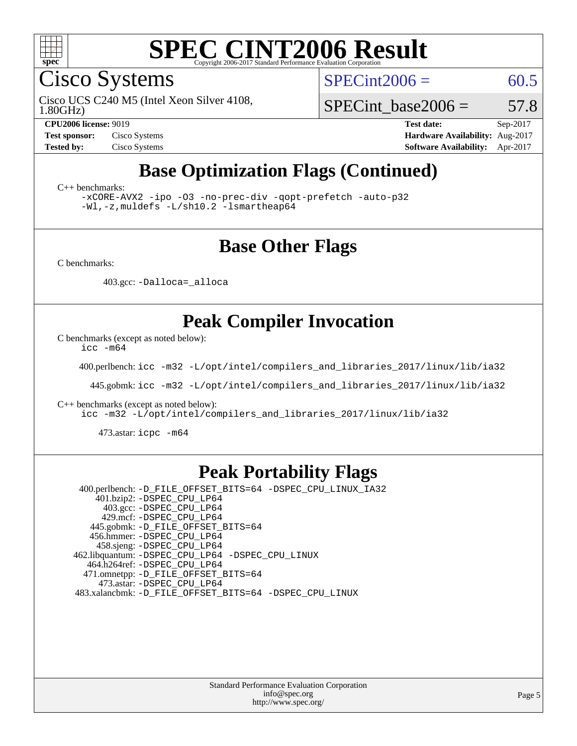# SPEC CINT2006 Result

Copyright 2006-2017 Standard Performance Evaluation Corporation

## Cisco Systems

Cisco UCS C240 M5 (Intel Xeon Silver 4108, 1.80GHz)

SPECint2006 = 60.5

SPECint_base2006 = 57.8

**CPU2006 license:** 9019
**Test sponsor:** Cisco Systems
**Tested by:** Cisco Systems

**Test date:** Sep-2017
**Hardware Availability:** Aug-2017
**Software Availability:** Apr-2017

## Base Optimization Flags (Continued)

C++ benchmarks:

```
-xCORE-AVX2 -ipo -O3 -no-prec-div -qopt-prefetch -auto-p32
-Wl,-z,muldefs -L/sh10.2 -lsmartheap64
```

## Base Other Flags

C benchmarks:

403.gcc: `-Dalloca=_alloca`

## Peak Compiler Invocation

C benchmarks (except as noted below):

`icc -m64`

400.perlbench: `icc -m32 -L/opt/intel/compilers_and_libraries_2017/linux/lib/ia32`

445.gobmk: `icc -m32 -L/opt/intel/compilers_and_libraries_2017/linux/lib/ia32`

C++ benchmarks (except as noted below):

`icc -m32 -L/opt/intel/compilers_and_libraries_2017/linux/lib/ia32`

473.astar: `icpc -m64`

## Peak Portability Flags

400.perlbench: `-D_FILE_OFFSET_BITS=64 -DSPEC_CPU_LINUX_IA32`
401.bzip2: `-DSPEC_CPU_LP64`
403.gcc: `-DSPEC_CPU_LP64`
429.mcf: `-DSPEC_CPU_LP64`
445.gobmk: `-D_FILE_OFFSET_BITS=64`
456.hmmer: `-DSPEC_CPU_LP64`
458.sjeng: `-DSPEC_CPU_LP64`
462.libquantum: `-DSPEC_CPU_LP64 -DSPEC_CPU_LINUX`
464.h264ref: `-DSPEC_CPU_LP64`
471.omnetpp: `-D_FILE_OFFSET_BITS=64`
473.astar: `-DSPEC_CPU_LP64`
483.xalancbmk: `-D_FILE_OFFSET_BITS=64 -DSPEC_CPU_LINUX`

Standard Performance Evaluation Corporation
info@spec.org
http://www.spec.org/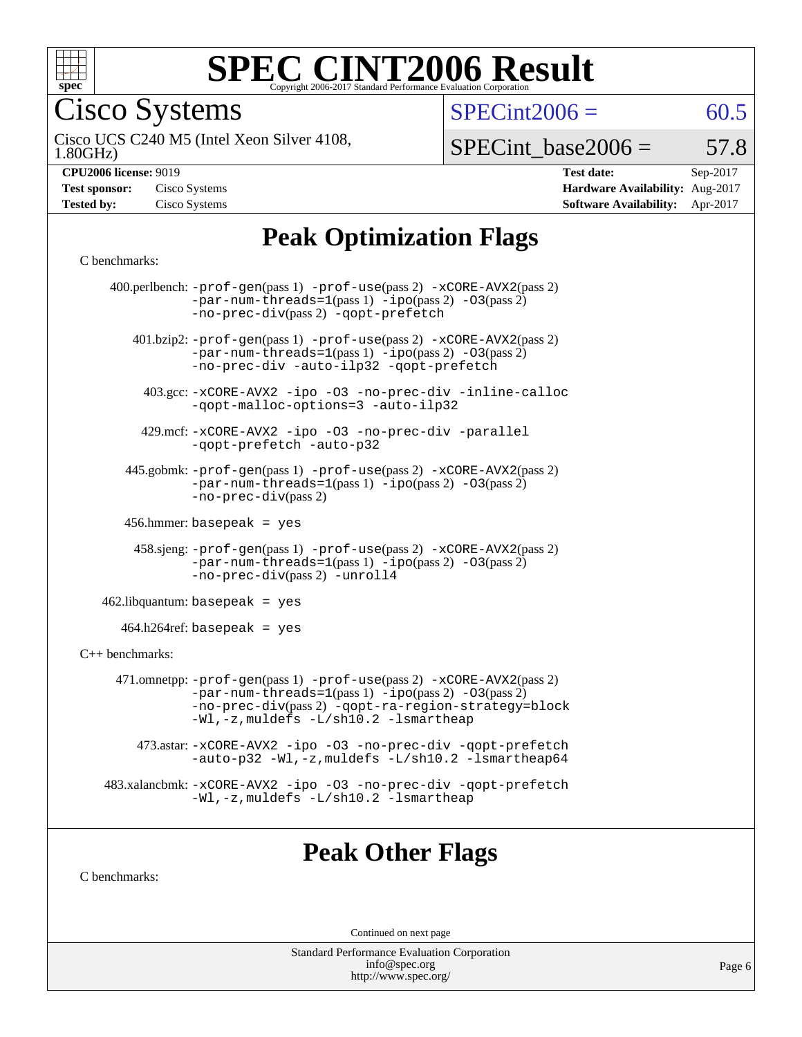# SPEC CINT2006 Result

Copyright 2006-2017 Standard Performance Evaluation Corporation

## Cisco Systems

Cisco UCS C240 M5 (Intel Xeon Silver 4108, 1.80GHz)

SPECint2006 = 60.5

SPECint_base2006 = 57.8

| | | | |
|---|---|---|---|
| **CPU2006 license:** 9019 | | **Test date:** | Sep-2017 |
| **Test sponsor:** | Cisco Systems | **Hardware Availability:** | Aug-2017 |
| **Tested by:** | Cisco Systems | **Software Availability:** | Apr-2017 |

## Peak Optimization Flags

C benchmarks:

400.perlbench: -prof-gen(pass 1) -prof-use(pass 2) -xCORE-AVX2(pass 2) -par-num-threads=1(pass 1) -ipo(pass 2) -O3(pass 2) -no-prec-div(pass 2) -qopt-prefetch

401.bzip2: -prof-gen(pass 1) -prof-use(pass 2) -xCORE-AVX2(pass 2) -par-num-threads=1(pass 1) -ipo(pass 2) -O3(pass 2) -no-prec-div -auto-ilp32 -qopt-prefetch

403.gcc: -xCORE-AVX2 -ipo -O3 -no-prec-div -inline-calloc -qopt-malloc-options=3 -auto-ilp32

429.mcf: -xCORE-AVX2 -ipo -O3 -no-prec-div -parallel -qopt-prefetch -auto-p32

445.gobmk: -prof-gen(pass 1) -prof-use(pass 2) -xCORE-AVX2(pass 2) -par-num-threads=1(pass 1) -ipo(pass 2) -O3(pass 2) -no-prec-div(pass 2)

456.hmmer: basepeak = yes

458.sjeng: -prof-gen(pass 1) -prof-use(pass 2) -xCORE-AVX2(pass 2) -par-num-threads=1(pass 1) -ipo(pass 2) -O3(pass 2) -no-prec-div(pass 2) -unroll4

462.libquantum: basepeak = yes

464.h264ref: basepeak = yes

C++ benchmarks:

471.omnetpp: -prof-gen(pass 1) -prof-use(pass 2) -xCORE-AVX2(pass 2) -par-num-threads=1(pass 1) -ipo(pass 2) -O3(pass 2) -no-prec-div(pass 2) -qopt-ra-region-strategy=block -Wl,-z,muldefs -L/sh10.2 -lsmartheap

473.astar: -xCORE-AVX2 -ipo -O3 -no-prec-div -qopt-prefetch -auto-p32 -Wl,-z,muldefs -L/sh10.2 -lsmartheap64

483.xalancbmk: -xCORE-AVX2 -ipo -O3 -no-prec-div -qopt-prefetch -Wl,-z,muldefs -L/sh10.2 -lsmartheap

## Peak Other Flags

C benchmarks:

Continued on next page

Standard Performance Evaluation Corporation
info@spec.org
http://www.spec.org/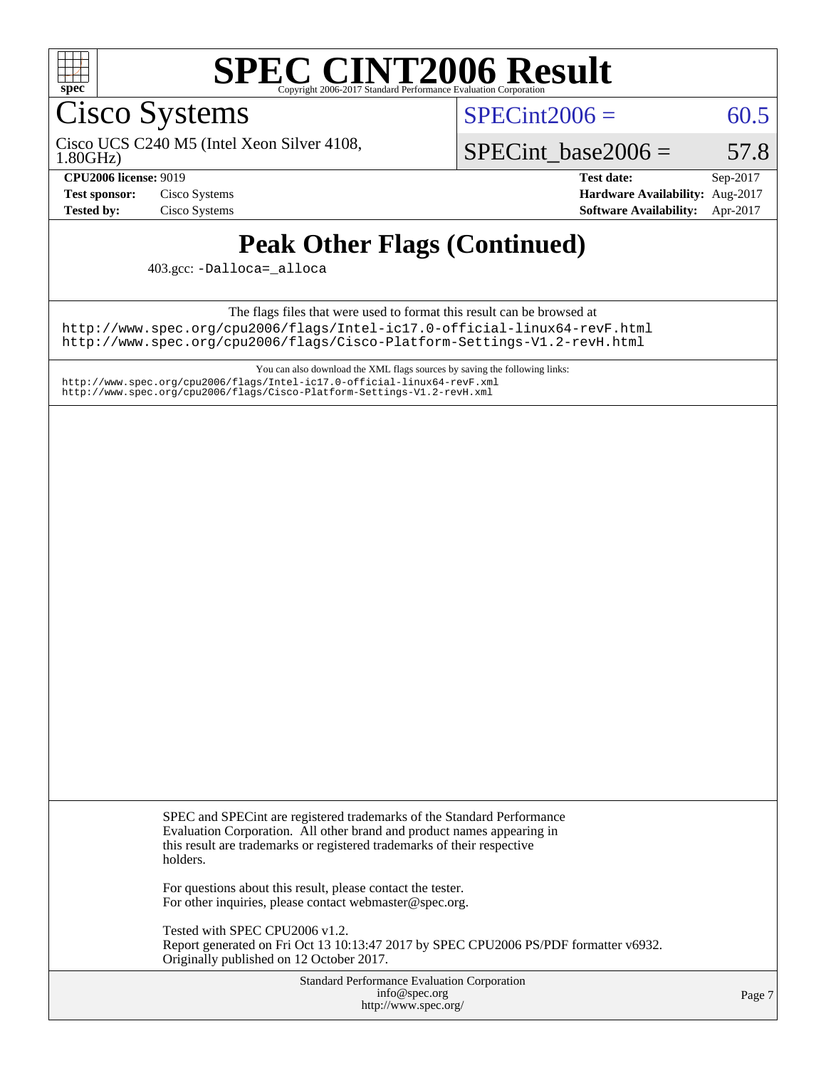# SPEC CINT2006 Result

Copyright 2006-2017 Standard Performance Evaluation Corporation

Cisco Systems

Cisco UCS C240 M5 (Intel Xeon Silver 4108, 1.80GHz)

SPECint2006 = 60.5

SPECint_base2006 = 57.8

**CPU2006 license:** 9019
**Test sponsor:** Cisco Systems
**Tested by:** Cisco Systems

**Test date:** Sep-2017
**Hardware Availability:** Aug-2017
**Software Availability:** Apr-2017

## Peak Other Flags (Continued)

403.gcc: -Dalloca=_alloca

The flags files that were used to format this result can be browsed at
http://www.spec.org/cpu2006/flags/Intel-ic17.0-official-linux64-revF.html
http://www.spec.org/cpu2006/flags/Cisco-Platform-Settings-V1.2-revH.html

You can also download the XML flags sources by saving the following links:
http://www.spec.org/cpu2006/flags/Intel-ic17.0-official-linux64-revF.xml
http://www.spec.org/cpu2006/flags/Cisco-Platform-Settings-V1.2-revH.xml

SPEC and SPECint are registered trademarks of the Standard Performance Evaluation Corporation. All other brand and product names appearing in this result are trademarks or registered trademarks of their respective holders.

For questions about this result, please contact the tester.
For other inquiries, please contact webmaster@spec.org.

Tested with SPEC CPU2006 v1.2.
Report generated on Fri Oct 13 10:13:47 2017 by SPEC CPU2006 PS/PDF formatter v6932.
Originally published on 12 October 2017.

Standard Performance Evaluation Corporation
info@spec.org
http://www.spec.org/